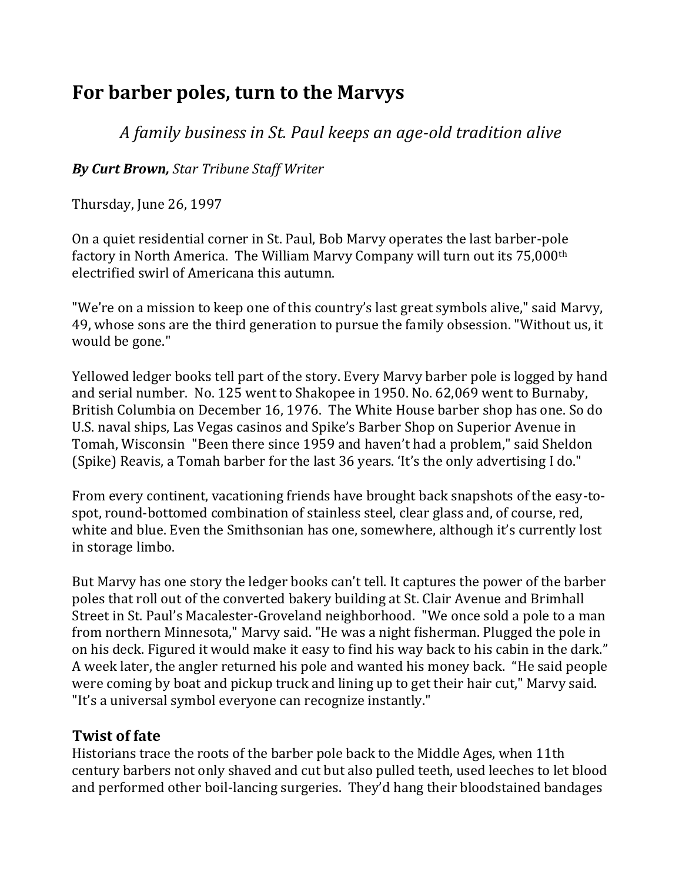# For barber poles, turn to the Marvys

*A family business in St. Paul keeps an age-old tradition alive*

***By Curt Brown,*** *Star Tribune Staff Writer*

Thursday, June 26, 1997

On a quiet residential corner in St. Paul, Bob Marvy operates the last barber-pole factory in North America. The William Marvy Company will turn out its 75,000th electrified swirl of Americana this autumn.

"We're on a mission to keep one of this country's last great symbols alive," said Marvy, 49, whose sons are the third generation to pursue the family obsession. "Without us, it would be gone."

Yellowed ledger books tell part of the story. Every Marvy barber pole is logged by hand and serial number. No. 125 went to Shakopee in 1950. No. 62,069 went to Burnaby, British Columbia on December 16, 1976. The White House barber shop has one. So do U.S. naval ships, Las Vegas casinos and Spike's Barber Shop on Superior Avenue in Tomah, Wisconsin "Been there since 1959 and haven't had a problem," said Sheldon (Spike) Reavis, a Tomah barber for the last 36 years. 'It's the only advertising I do."

From every continent, vacationing friends have brought back snapshots of the easy-to-spot, round-bottomed combination of stainless steel, clear glass and, of course, red, white and blue. Even the Smithsonian has one, somewhere, although it's currently lost in storage limbo.

But Marvy has one story the ledger books can't tell. It captures the power of the barber poles that roll out of the converted bakery building at St. Clair Avenue and Brimhall Street in St. Paul's Macalester-Groveland neighborhood. "We once sold a pole to a man from northern Minnesota," Marvy said. "He was a night fisherman. Plugged the pole in on his deck. Figured it would make it easy to find his way back to his cabin in the dark." A week later, the angler returned his pole and wanted his money back. "He said people were coming by boat and pickup truck and lining up to get their hair cut," Marvy said. "It's a universal symbol everyone can recognize instantly."

## Twist of fate

Historians trace the roots of the barber pole back to the Middle Ages, when 11th century barbers not only shaved and cut but also pulled teeth, used leeches to let blood and performed other boil-lancing surgeries. They'd hang their bloodstained bandages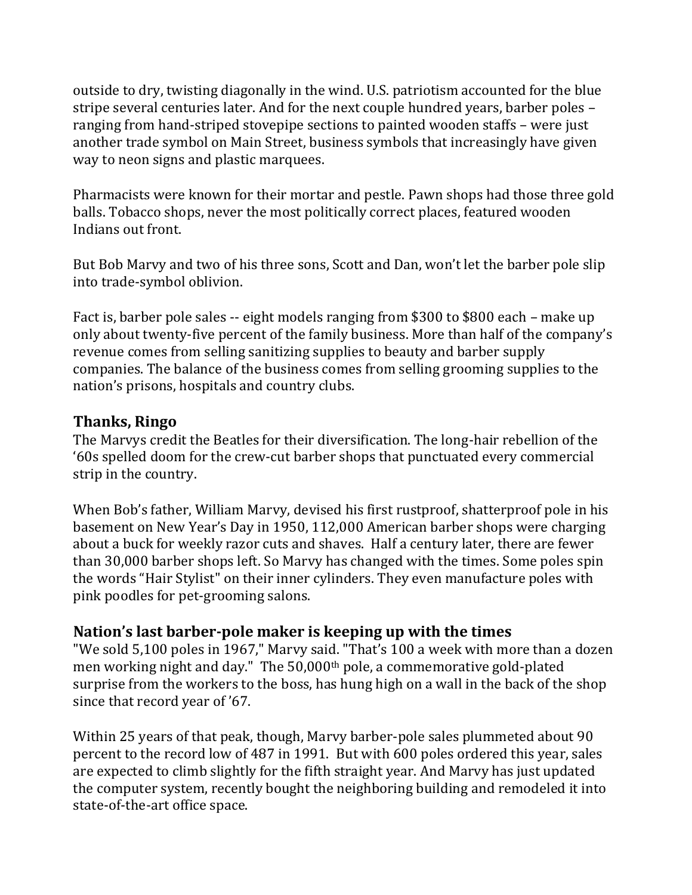outside to dry, twisting diagonally in the wind. U.S. patriotism accounted for the blue stripe several centuries later. And for the next couple hundred years, barber poles – ranging from hand-striped stovepipe sections to painted wooden staffs – were just another trade symbol on Main Street, business symbols that increasingly have given way to neon signs and plastic marquees.

Pharmacists were known for their mortar and pestle. Pawn shops had those three gold balls. Tobacco shops, never the most politically correct places, featured wooden Indians out front.

But Bob Marvy and two of his three sons, Scott and Dan, won't let the barber pole slip into trade-symbol oblivion.

Fact is, barber pole sales -- eight models ranging from $300 to $800 each – make up only about twenty-five percent of the family business. More than half of the company's revenue comes from selling sanitizing supplies to beauty and barber supply companies. The balance of the business comes from selling grooming supplies to the nation's prisons, hospitals and country clubs.

## Thanks, Ringo

The Marvys credit the Beatles for their diversification. The long-hair rebellion of the '60s spelled doom for the crew-cut barber shops that punctuated every commercial strip in the country.

When Bob's father, William Marvy, devised his first rustproof, shatterproof pole in his basement on New Year's Day in 1950, 112,000 American barber shops were charging about a buck for weekly razor cuts and shaves. Half a century later, there are fewer than 30,000 barber shops left. So Marvy has changed with the times. Some poles spin the words "Hair Stylist" on their inner cylinders. They even manufacture poles with pink poodles for pet-grooming salons.

## Nation's last barber-pole maker is keeping up with the times

"We sold 5,100 poles in 1967," Marvy said. "That's 100 a week with more than a dozen men working night and day." The 50,000th pole, a commemorative gold-plated surprise from the workers to the boss, has hung high on a wall in the back of the shop since that record year of '67.

Within 25 years of that peak, though, Marvy barber-pole sales plummeted about 90 percent to the record low of 487 in 1991. But with 600 poles ordered this year, sales are expected to climb slightly for the fifth straight year. And Marvy has just updated the computer system, recently bought the neighboring building and remodeled it into state-of-the-art office space.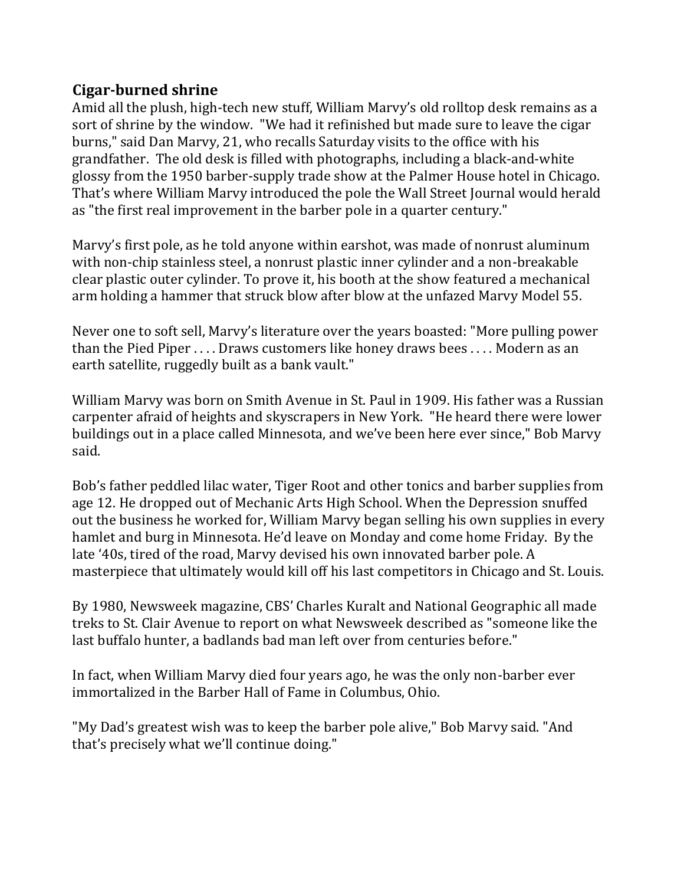### Cigar-burned shrine

Amid all the plush, high-tech new stuff, William Marvy's old rolltop desk remains as a sort of shrine by the window. "We had it refinished but made sure to leave the cigar burns," said Dan Marvy, 21, who recalls Saturday visits to the office with his grandfather. The old desk is filled with photographs, including a black-and-white glossy from the 1950 barber-supply trade show at the Palmer House hotel in Chicago. That's where William Marvy introduced the pole the Wall Street Journal would herald as "the first real improvement in the barber pole in a quarter century."

Marvy's first pole, as he told anyone within earshot, was made of nonrust aluminum with non-chip stainless steel, a nonrust plastic inner cylinder and a non-breakable clear plastic outer cylinder. To prove it, his booth at the show featured a mechanical arm holding a hammer that struck blow after blow at the unfazed Marvy Model 55.

Never one to soft sell, Marvy's literature over the years boasted: "More pulling power than the Pied Piper . . . . Draws customers like honey draws bees . . . . Modern as an earth satellite, ruggedly built as a bank vault."

William Marvy was born on Smith Avenue in St. Paul in 1909. His father was a Russian carpenter afraid of heights and skyscrapers in New York. "He heard there were lower buildings out in a place called Minnesota, and we've been here ever since," Bob Marvy said.

Bob's father peddled lilac water, Tiger Root and other tonics and barber supplies from age 12. He dropped out of Mechanic Arts High School. When the Depression snuffed out the business he worked for, William Marvy began selling his own supplies in every hamlet and burg in Minnesota. He'd leave on Monday and come home Friday. By the late '40s, tired of the road, Marvy devised his own innovated barber pole. A masterpiece that ultimately would kill off his last competitors in Chicago and St. Louis.

By 1980, Newsweek magazine, CBS' Charles Kuralt and National Geographic all made treks to St. Clair Avenue to report on what Newsweek described as "someone like the last buffalo hunter, a badlands bad man left over from centuries before."

In fact, when William Marvy died four years ago, he was the only non-barber ever immortalized in the Barber Hall of Fame in Columbus, Ohio.

"My Dad's greatest wish was to keep the barber pole alive," Bob Marvy said. "And that's precisely what we'll continue doing."